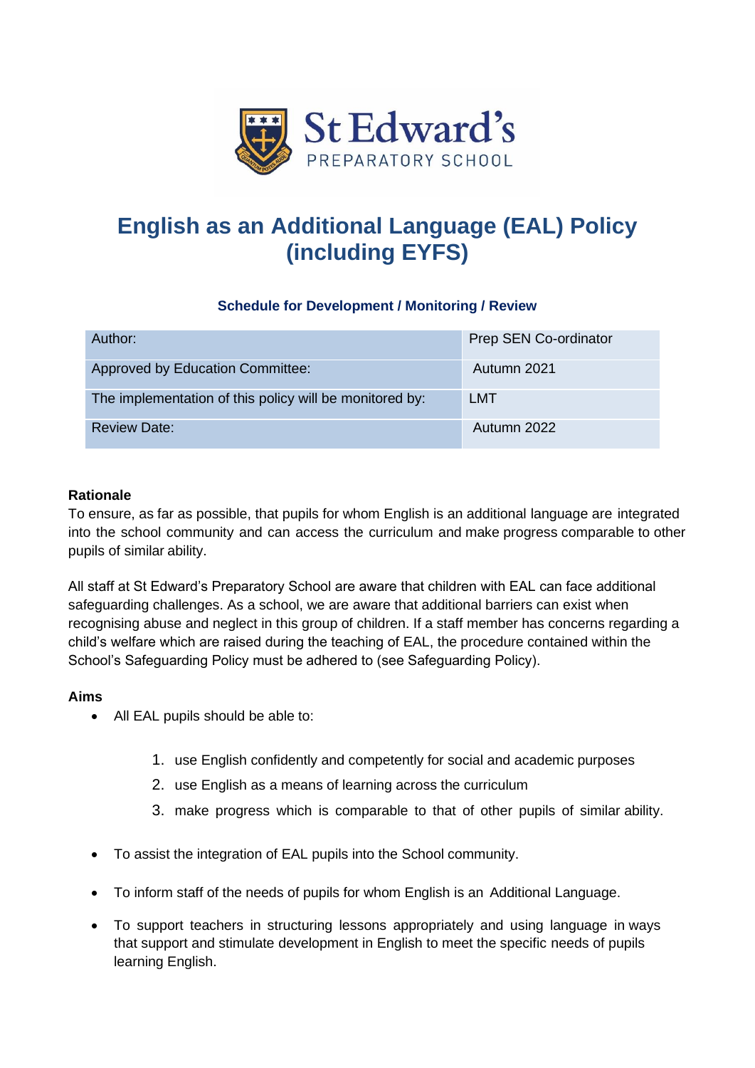St Edward's
PREPARATORY SCHOOL

# English as an Additional Language (EAL) Policy (including EYFS)

### Schedule for Development / Monitoring / Review

| | |
|---|---|
| Author: | Prep SEN Co-ordinator |
| Approved by Education Committee: | Autumn 2021 |
| The implementation of this policy will be monitored by: | LMT |
| Review Date: | Autumn 2022 |

**Rationale**

To ensure, as far as possible, that pupils for whom English is an additional language are integrated into the school community and can access the curriculum and make progress comparable to other pupils of similar ability.

All staff at St Edward's Preparatory School are aware that children with EAL can face additional safeguarding challenges. As a school, we are aware that additional barriers can exist when recognising abuse and neglect in this group of children. If a staff member has concerns regarding a child's welfare which are raised during the teaching of EAL, the procedure contained within the School's Safeguarding Policy must be adhered to (see Safeguarding Policy).

**Aims**

- All EAL pupils should be able to:
  1. use English confidently and competently for social and academic purposes
  2. use English as a means of learning across the curriculum
  3. make progress which is comparable to that of other pupils of similar ability.
- To assist the integration of EAL pupils into the School community.
- To inform staff of the needs of pupils for whom English is an Additional Language.
- To support teachers in structuring lessons appropriately and using language in ways that support and stimulate development in English to meet the specific needs of pupils learning English.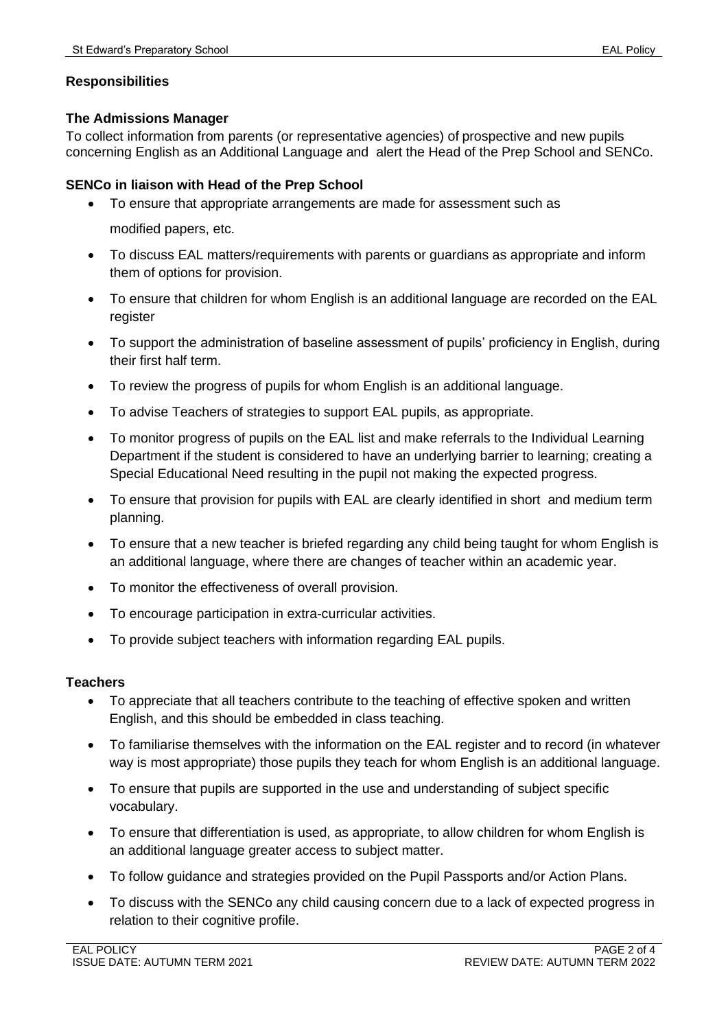## Responsibilities

### The Admissions Manager

To collect information from parents (or representative agencies) of prospective and new pupils concerning English as an Additional Language and alert the Head of the Prep School and SENCo.

### SENCo in liaison with Head of the Prep School

- To ensure that appropriate arrangements are made for assessment such as modified papers, etc.
- To discuss EAL matters/requirements with parents or guardians as appropriate and inform them of options for provision.
- To ensure that children for whom English is an additional language are recorded on the EAL register
- To support the administration of baseline assessment of pupils' proficiency in English, during their first half term.
- To review the progress of pupils for whom English is an additional language.
- To advise Teachers of strategies to support EAL pupils, as appropriate.
- To monitor progress of pupils on the EAL list and make referrals to the Individual Learning Department if the student is considered to have an underlying barrier to learning; creating a Special Educational Need resulting in the pupil not making the expected progress.
- To ensure that provision for pupils with EAL are clearly identified in short and medium term planning.
- To ensure that a new teacher is briefed regarding any child being taught for whom English is an additional language, where there are changes of teacher within an academic year.
- To monitor the effectiveness of overall provision.
- To encourage participation in extra-curricular activities.
- To provide subject teachers with information regarding EAL pupils.

### Teachers

- To appreciate that all teachers contribute to the teaching of effective spoken and written English, and this should be embedded in class teaching.
- To familiarise themselves with the information on the EAL register and to record (in whatever way is most appropriate) those pupils they teach for whom English is an additional language.
- To ensure that pupils are supported in the use and understanding of subject specific vocabulary.
- To ensure that differentiation is used, as appropriate, to allow children for whom English is an additional language greater access to subject matter.
- To follow guidance and strategies provided on the Pupil Passports and/or Action Plans.
- To discuss with the SENCo any child causing concern due to a lack of expected progress in relation to their cognitive profile.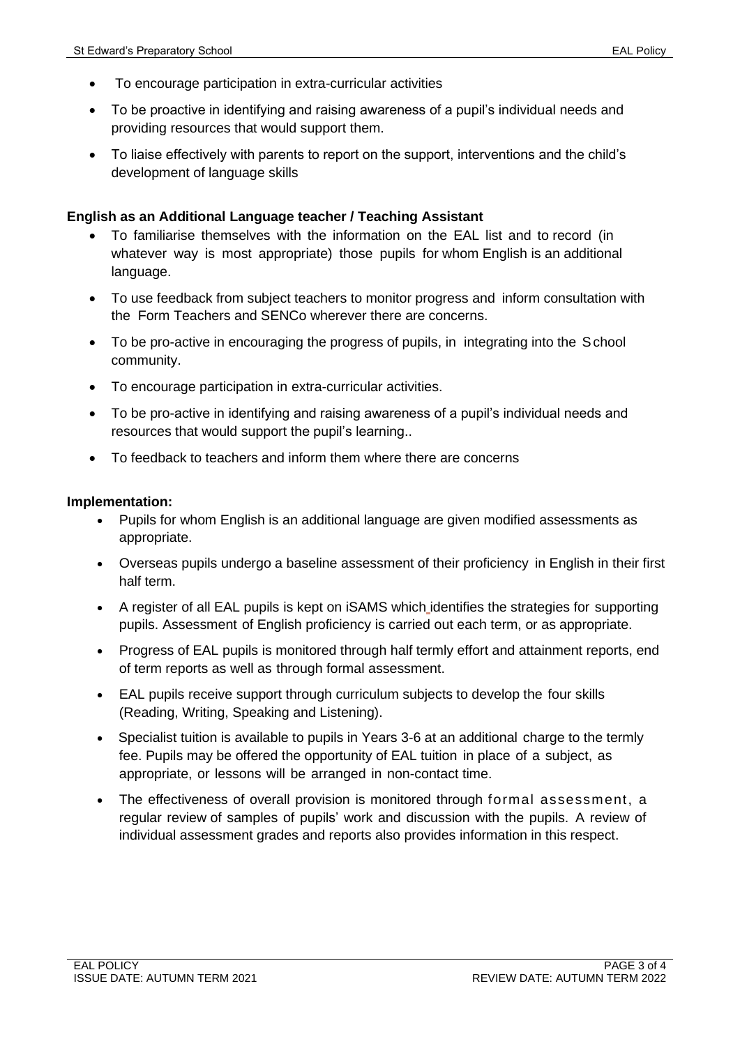- To encourage participation in extra-curricular activities
- To be proactive in identifying and raising awareness of a pupil's individual needs and providing resources that would support them.
- To liaise effectively with parents to report on the support, interventions and the child's development of language skills

**English as an Additional Language teacher / Teaching Assistant**

- To familiarise themselves with the information on the EAL list and to record (in whatever way is most appropriate) those pupils for whom English is an additional language.
- To use feedback from subject teachers to monitor progress and inform consultation with the Form Teachers and SENCo wherever there are concerns.
- To be pro-active in encouraging the progress of pupils, in integrating into the School community.
- To encourage participation in extra-curricular activities.
- To be pro-active in identifying and raising awareness of a pupil's individual needs and resources that would support the pupil's learning..
- To feedback to teachers and inform them where there are concerns

**Implementation:**

- Pupils for whom English is an additional language are given modified assessments as appropriate.
- Overseas pupils undergo a baseline assessment of their proficiency in English in their first half term.
- A register of all EAL pupils is kept on iSAMS which identifies the strategies for supporting pupils. Assessment of English proficiency is carried out each term, or as appropriate.
- Progress of EAL pupils is monitored through half termly effort and attainment reports, end of term reports as well as through formal assessment.
- EAL pupils receive support through curriculum subjects to develop the four skills (Reading, Writing, Speaking and Listening).
- Specialist tuition is available to pupils in Years 3-6 at an additional charge to the termly fee. Pupils may be offered the opportunity of EAL tuition in place of a subject, as appropriate, or lessons will be arranged in non-contact time.
- The effectiveness of overall provision is monitored through formal assessment, a regular review of samples of pupils' work and discussion with the pupils. A review of individual assessment grades and reports also provides information in this respect.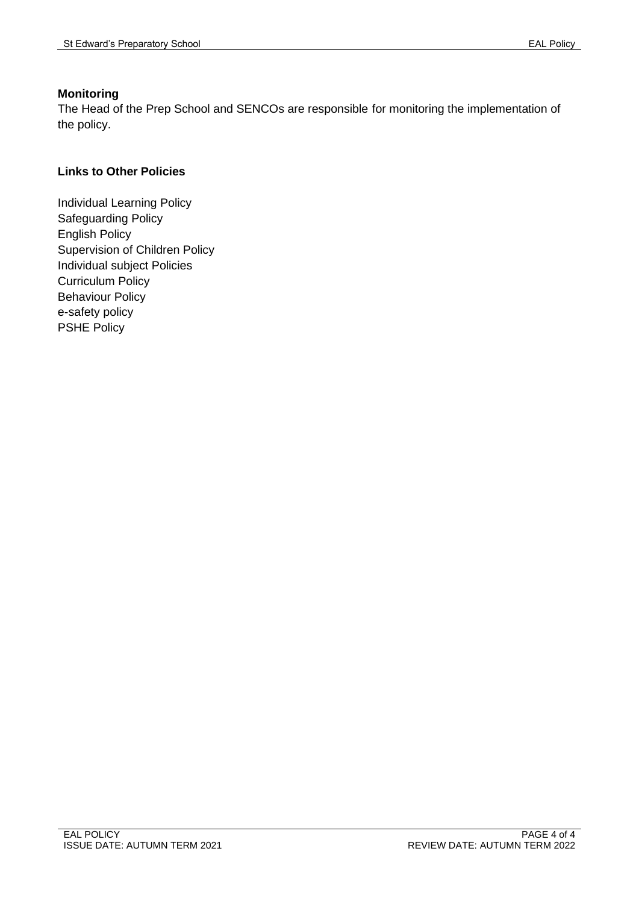**Monitoring**

The Head of the Prep School and SENCOs are responsible for monitoring the implementation of the policy.

**Links to Other Policies**

Individual Learning Policy
Safeguarding Policy
English Policy
Supervision of Children Policy
Individual subject Policies
Curriculum Policy
Behaviour Policy
e-safety policy
PSHE Policy